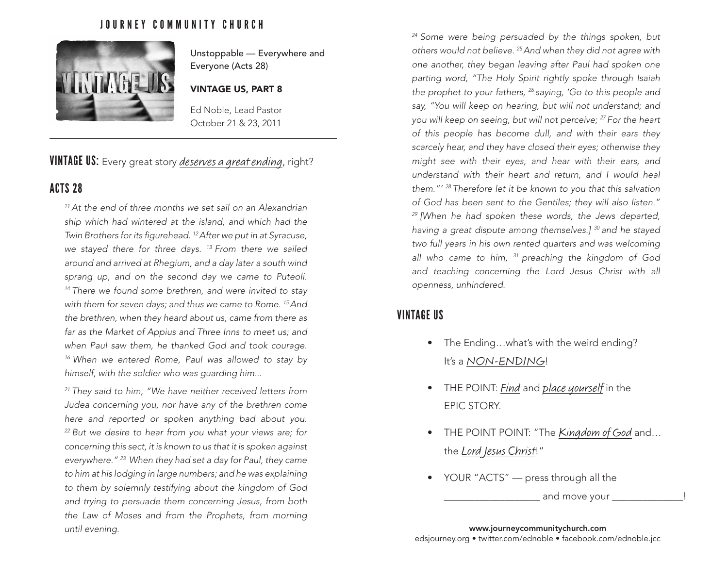# JOURNEY COMMUNITY CHURCH

Unstoppable — Everywhere and Everyone (Acts 28)

**VINTAGE US, PART 8**

Ed Noble, Lead Pastor
October 21 & 23, 2011

---

**VINTAGE US:** Every great story *deserves a great ending*, right?

## ACTS 28

*[11] At the end of three months we set sail on an Alexandrian ship which had wintered at the island, and which had the Twin Brothers for its figurehead. [12] After we put in at Syracuse, we stayed there for three days. [13] From there we sailed around and arrived at Rhegium, and a day later a south wind sprang up, and on the second day we came to Puteoli. [14] There we found some brethren, and were invited to stay with them for seven days; and thus we came to Rome. [15] And the brethren, when they heard about us, came from there as far as the Market of Appius and Three Inns to meet us; and when Paul saw them, he thanked God and took courage. [16] When we entered Rome, Paul was allowed to stay by himself, with the soldier who was guarding him...*

*[21] They said to him, "We have neither received letters from Judea concerning you, nor have any of the brethren come here and reported or spoken anything bad about you. [22] But we desire to hear from you what your views are; for concerning this sect, it is known to us that it is spoken against everywhere." [23] When they had set a day for Paul, they came to him at his lodging in large numbers; and he was explaining to them by solemnly testifying about the kingdom of God and trying to persuade them concerning Jesus, from both the Law of Moses and from the Prophets, from morning until evening.*

*[24] Some were being persuaded by the things spoken, but others would not believe. [25] And when they did not agree with one another, they began leaving after Paul had spoken one parting word, "The Holy Spirit rightly spoke through Isaiah the prophet to your fathers, [26] saying, 'Go to this people and say, "You will keep on hearing, but will not understand; and you will keep on seeing, but will not perceive; [27] For the heart of this people has become dull, and with their ears they scarcely hear, and they have closed their eyes; otherwise they might see with their eyes, and hear with their ears, and understand with their heart and return, and I would heal them."' [28] Therefore let it be known to you that this salvation of God has been sent to the Gentiles; they will also listen." [29] [When he had spoken these words, the Jews departed, having a great dispute among themselves.] [30] and he stayed two full years in his own rented quarters and was welcoming all who came to him, [31] preaching the kingdom of God and teaching concerning the Lord Jesus Christ with all openness, unhindered.*

## VINTAGE US

- The Ending…what's with the weird ending? It's a *NON-ENDING*!
- THE POINT: *Find* and *place yourself* in the EPIC STORY.
- THE POINT POINT: "The *Kingdom of God* and… the *Lord Jesus Christ*!"
- YOUR "ACTS" — press through all the ___________________ and move your ______________!

**www.journeycommunitychurch.com**
edsjourney.org • twitter.com/ednoble • facebook.com/ednoble.jcc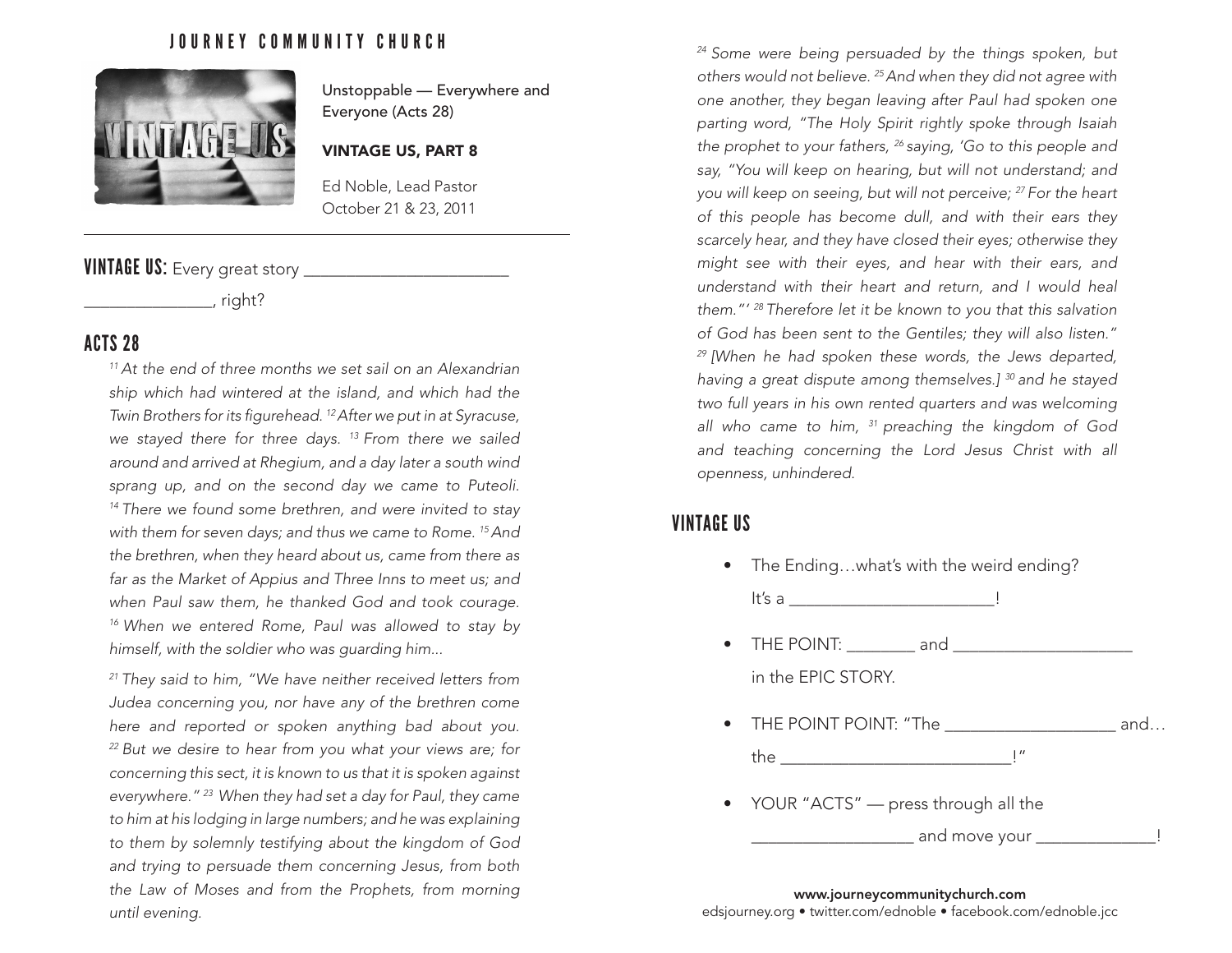JOURNEY COMMUNITY CHURCH

Unstoppable — Everywhere and Everyone (Acts 28)

**VINTAGE US, PART 8**

Ed Noble, Lead Pastor
October 21 & 23, 2011

---

**VINTAGE US:** Every great story ________________________ ________________, right?

## ACTS 28

*[11] At the end of three months we set sail on an Alexandrian ship which had wintered at the island, and which had the Twin Brothers for its figurehead. [12] After we put in at Syracuse, we stayed there for three days. [13] From there we sailed around and arrived at Rhegium, and a day later a south wind sprang up, and on the second day we came to Puteoli. [14] There we found some brethren, and were invited to stay with them for seven days; and thus we came to Rome. [15] And the brethren, when they heard about us, came from there as far as the Market of Appius and Three Inns to meet us; and when Paul saw them, he thanked God and took courage. [16] When we entered Rome, Paul was allowed to stay by himself, with the soldier who was guarding him...*

*[21] They said to him, "We have neither received letters from Judea concerning you, nor have any of the brethren come here and reported or spoken anything bad about you. [22] But we desire to hear from you what your views are; for concerning this sect, it is known to us that it is spoken against everywhere." [23] When they had set a day for Paul, they came to him at his lodging in large numbers; and he was explaining to them by solemnly testifying about the kingdom of God and trying to persuade them concerning Jesus, from both the Law of Moses and from the Prophets, from morning until evening.*

*[24] Some were being persuaded by the things spoken, but others would not believe. [25] And when they did not agree with one another, they began leaving after Paul had spoken one parting word, "The Holy Spirit rightly spoke through Isaiah the prophet to your fathers, [26] saying, 'Go to this people and say, "You will keep on hearing, but will not understand; and you will keep on seeing, but will not perceive; [27] For the heart of this people has become dull, and with their ears they scarcely hear, and they have closed their eyes; otherwise they might see with their eyes, and hear with their ears, and understand with their heart and return, and I would heal them."' [28] Therefore let it be known to you that this salvation of God has been sent to the Gentiles; they will also listen." [29] [When he had spoken these words, the Jews departed, having a great dispute among themselves.] [30] and he stayed two full years in his own rented quarters and was welcoming all who came to him, [31] preaching the kingdom of God and teaching concerning the Lord Jesus Christ with all openness, unhindered.*

## VINTAGE US

- The Ending…what's with the weird ending?

  It's a _______________________!

- THE POINT: ________ and ____________________ in the EPIC STORY.

- THE POINT POINT: "The ___________________ and… the __________________________!"

- YOUR "ACTS" — press through all the ___________________ and move your _____________!

**www.journeycommunitychurch.com**
edsjourney.org • twitter.com/ednoble • facebook.com/ednoble.jcc